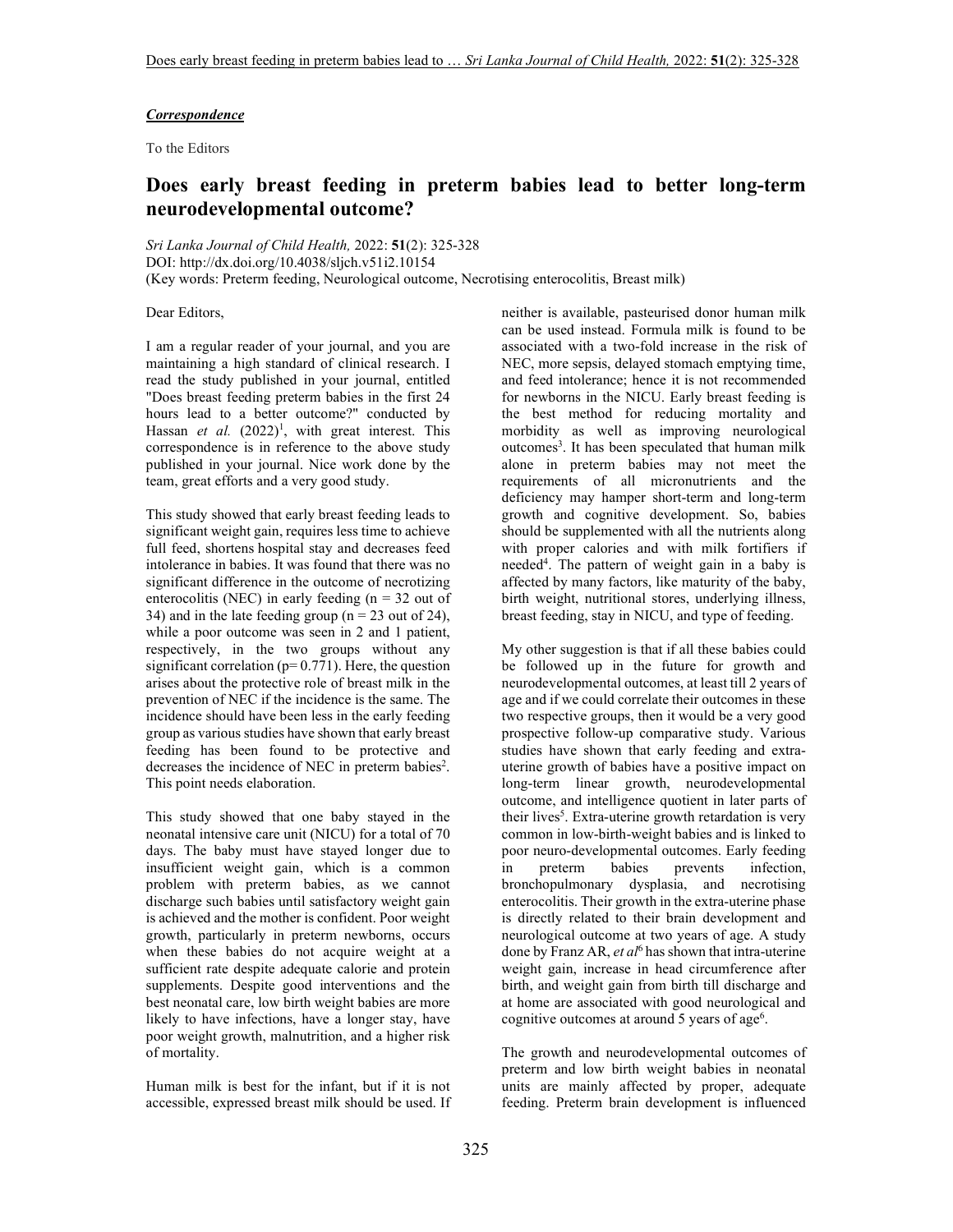***Correspondence***

To the Editors

# Does early breast feeding in preterm babies lead to better long-term neurodevelopmental outcome?

*Sri Lanka Journal of Child Health,* 2022: **51**(2): 325-328
DOI: http://dx.doi.org/10.4038/sljch.v51i2.10154
(Key words: Preterm feeding, Neurological outcome, Necrotising enterocolitis, Breast milk)

Dear Editors,

I am a regular reader of your journal, and you are maintaining a high standard of clinical research. I read the study published in your journal, entitled "Does breast feeding preterm babies in the first 24 hours lead to a better outcome?" conducted by Hassan *et al.* (2022)[1], with great interest. This correspondence is in reference to the above study published in your journal. Nice work done by the team, great efforts and a very good study.

This study showed that early breast feeding leads to significant weight gain, requires less time to achieve full feed, shortens hospital stay and decreases feed intolerance in babies. It was found that there was no significant difference in the outcome of necrotizing enterocolitis (NEC) in early feeding (n = 32 out of 34) and in the late feeding group (n = 23 out of 24), while a poor outcome was seen in 2 and 1 patient, respectively, in the two groups without any significant correlation (p= 0.771). Here, the question arises about the protective role of breast milk in the prevention of NEC if the incidence is the same. The incidence should have been less in the early feeding group as various studies have shown that early breast feeding has been found to be protective and decreases the incidence of NEC in preterm babies[2]. This point needs elaboration.

This study showed that one baby stayed in the neonatal intensive care unit (NICU) for a total of 70 days. The baby must have stayed longer due to insufficient weight gain, which is a common problem with preterm babies, as we cannot discharge such babies until satisfactory weight gain is achieved and the mother is confident. Poor weight growth, particularly in preterm newborns, occurs when these babies do not acquire weight at a sufficient rate despite adequate calorie and protein supplements. Despite good interventions and the best neonatal care, low birth weight babies are more likely to have infections, have a longer stay, have poor weight growth, malnutrition, and a higher risk of mortality.

Human milk is best for the infant, but if it is not accessible, expressed breast milk should be used. If neither is available, pasteurised donor human milk can be used instead. Formula milk is found to be associated with a two-fold increase in the risk of NEC, more sepsis, delayed stomach emptying time, and feed intolerance; hence it is not recommended for newborns in the NICU. Early breast feeding is the best method for reducing mortality and morbidity as well as improving neurological outcomes[3]. It has been speculated that human milk alone in preterm babies may not meet the requirements of all micronutrients and the deficiency may hamper short-term and long-term growth and cognitive development. So, babies should be supplemented with all the nutrients along with proper calories and with milk fortifiers if needed[4]. The pattern of weight gain in a baby is affected by many factors, like maturity of the baby, birth weight, nutritional stores, underlying illness, breast feeding, stay in NICU, and type of feeding.

My other suggestion is that if all these babies could be followed up in the future for growth and neurodevelopmental outcomes, at least till 2 years of age and if we could correlate their outcomes in these two respective groups, then it would be a very good prospective follow-up comparative study. Various studies have shown that early feeding and extra-uterine growth of babies have a positive impact on long-term linear growth, neurodevelopmental outcome, and intelligence quotient in later parts of their lives[5]. Extra-uterine growth retardation is very common in low-birth-weight babies and is linked to poor neuro-developmental outcomes. Early feeding in preterm babies prevents infection, bronchopulmonary dysplasia, and necrotising enterocolitis. Their growth in the extra-uterine phase is directly related to their brain development and neurological outcome at two years of age. A study done by Franz AR, *et al*[6] has shown that intra-uterine weight gain, increase in head circumference after birth, and weight gain from birth till discharge and at home are associated with good neurological and cognitive outcomes at around 5 years of age[6].

The growth and neurodevelopmental outcomes of preterm and low birth weight babies in neonatal units are mainly affected by proper, adequate feeding. Preterm brain development is influenced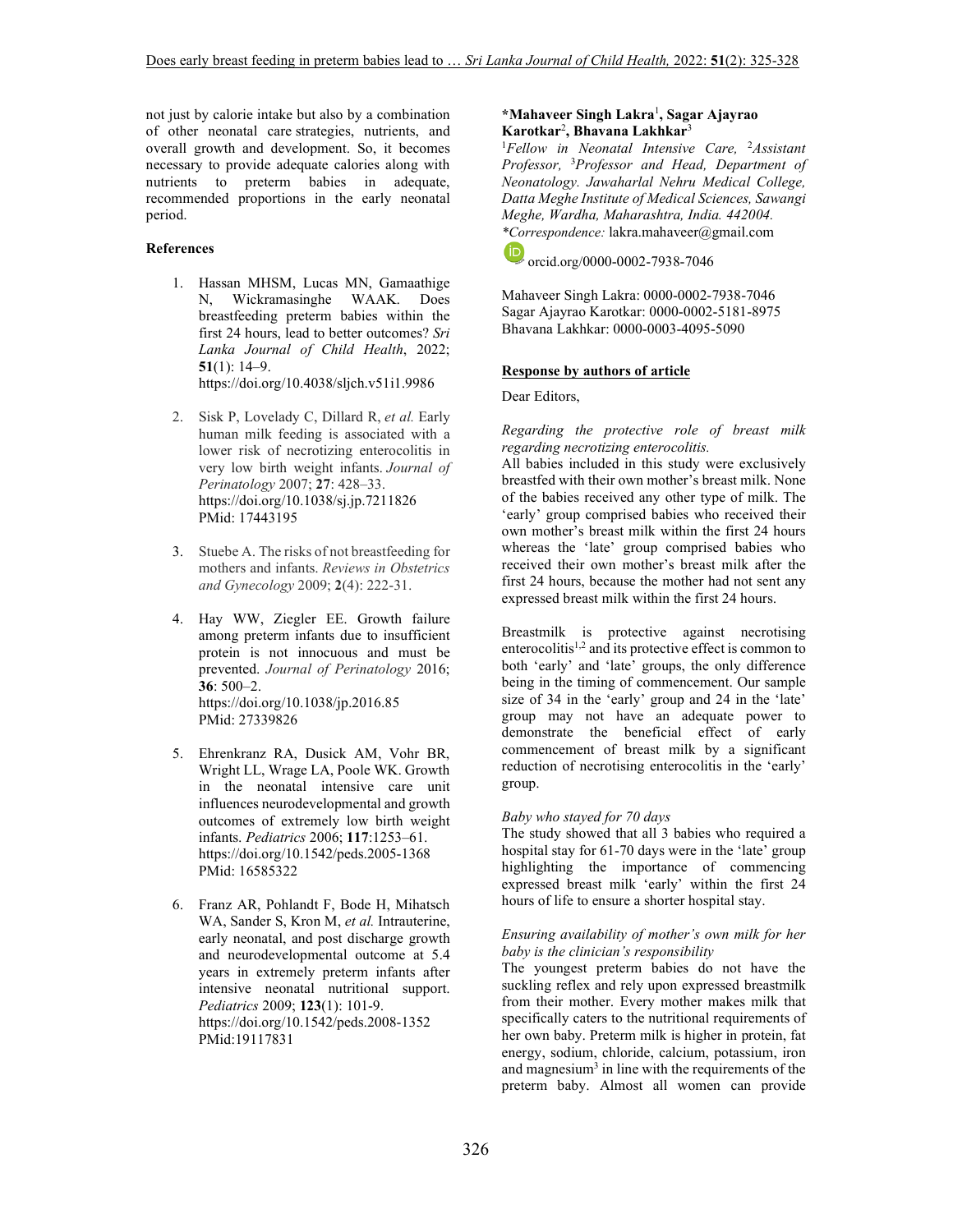not just by calorie intake but also by a combination of other neonatal care strategies, nutrients, and overall growth and development. So, it becomes necessary to provide adequate calories along with nutrients to preterm babies in adequate, recommended proportions in the early neonatal period.

**References**

1. Hassan MHSM, Lucas MN, Gamaathige N, Wickramasinghe WAAK. Does breastfeeding preterm babies within the first 24 hours, lead to better outcomes? *Sri Lanka Journal of Child Health*, 2022; **51**(1): 14–9. https://doi.org/10.4038/sljch.v51i1.9986

2. Sisk P, Lovelady C, Dillard R, *et al.* Early human milk feeding is associated with a lower risk of necrotizing enterocolitis in very low birth weight infants. *Journal of Perinatology* 2007; **27**: 428–33. https://doi.org/10.1038/sj.jp.7211826 PMid: 17443195

3. Stuebe A. The risks of not breastfeeding for mothers and infants. *Reviews in Obstetrics and Gynecology* 2009; **2**(4): 222-31.

4. Hay WW, Ziegler EE. Growth failure among preterm infants due to insufficient protein is not innocuous and must be prevented. *Journal of Perinatology* 2016; **36**: 500–2. https://doi.org/10.1038/jp.2016.85 PMid: 27339826

5. Ehrenkranz RA, Dusick AM, Vohr BR, Wright LL, Wrage LA, Poole WK. Growth in the neonatal intensive care unit influences neurodevelopmental and growth outcomes of extremely low birth weight infants. *Pediatrics* 2006; **117**:1253–61. https://doi.org/10.1542/peds.2005-1368 PMid: 16585322

6. Franz AR, Pohlandt F, Bode H, Mihatsch WA, Sander S, Kron M, *et al.* Intrauterine, early neonatal, and post discharge growth and neurodevelopmental outcome at 5.4 years in extremely preterm infants after intensive neonatal nutritional support. *Pediatrics* 2009; **123**(1): 101-9. https://doi.org/10.1542/peds.2008-1352 PMid:19117831

**\*Mahaveer Singh Lakra**[1]**, Sagar Ajayrao Karotkar**[2]**, Bhavana Lakhkar**[3]

[1]*Fellow in Neonatal Intensive Care,* [2]*Assistant Professor,* [3]*Professor and Head, Department of Neonatology. Jawaharlal Nehru Medical College, Datta Meghe Institute of Medical Sciences, Sawangi Meghe, Wardha, Maharashtra, India. 442004.*

*\*Correspondence:* lakra.mahaveer@gmail.com

orcid.org/0000-0002-7938-7046

Mahaveer Singh Lakra: 0000-0002-7938-7046
Sagar Ajayrao Karotkar: 0000-0002-5181-8975
Bhavana Lakhkar: 0000-0003-4095-5090

## Response by authors of article

Dear Editors,

*Regarding the protective role of breast milk regarding necrotizing enterocolitis.*

All babies included in this study were exclusively breastfed with their own mother's breast milk. None of the babies received any other type of milk. The 'early' group comprised babies who received their own mother's breast milk within the first 24 hours whereas the 'late' group comprised babies who received their own mother's breast milk after the first 24 hours, because the mother had not sent any expressed breast milk within the first 24 hours.

Breastmilk is protective against necrotising enterocolitis[1,2] and its protective effect is common to both 'early' and 'late' groups, the only difference being in the timing of commencement. Our sample size of 34 in the 'early' group and 24 in the 'late' group may not have an adequate power to demonstrate the beneficial effect of early commencement of breast milk by a significant reduction of necrotising enterocolitis in the 'early' group.

*Baby who stayed for 70 days*

The study showed that all 3 babies who required a hospital stay for 61-70 days were in the 'late' group highlighting the importance of commencing expressed breast milk 'early' within the first 24 hours of life to ensure a shorter hospital stay.

*Ensuring availability of mother's own milk for her baby is the clinician's responsibility*

The youngest preterm babies do not have the suckling reflex and rely upon expressed breastmilk from their mother. Every mother makes milk that specifically caters to the nutritional requirements of her own baby. Preterm milk is higher in protein, fat energy, sodium, chloride, calcium, potassium, iron and magnesium[3] in line with the requirements of the preterm baby. Almost all women can provide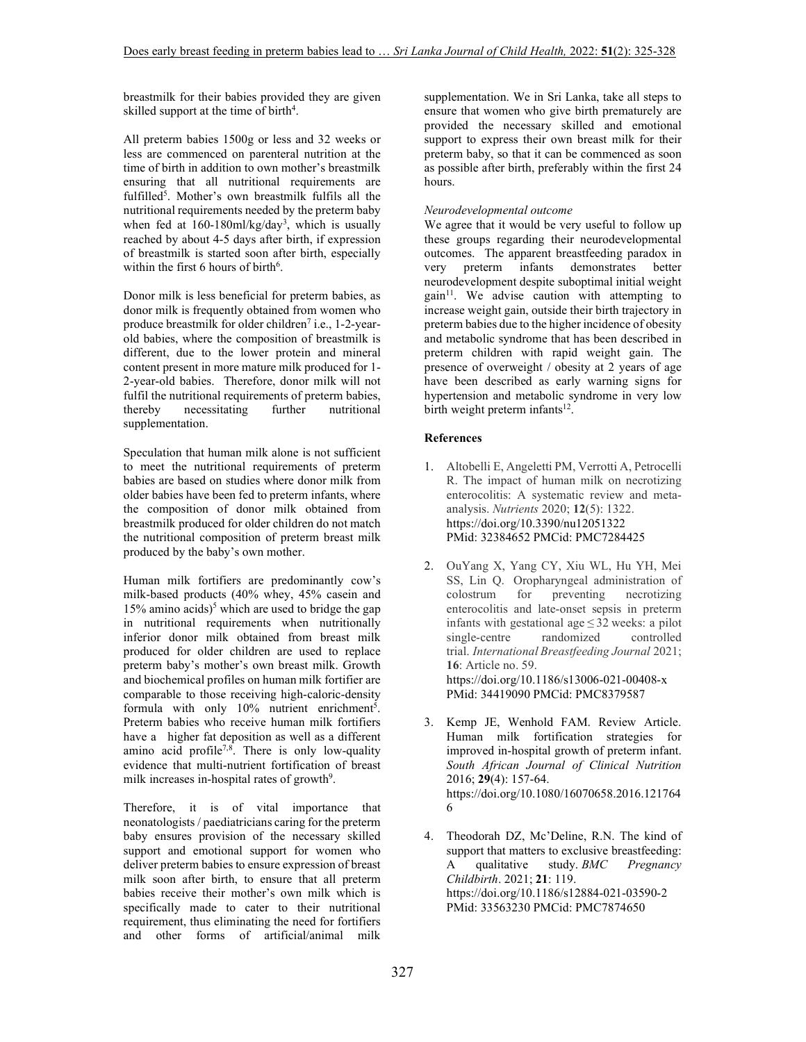breastmilk for their babies provided they are given skilled support at the time of birth[4].

All preterm babies 1500g or less and 32 weeks or less are commenced on parenteral nutrition at the time of birth in addition to own mother's breastmilk ensuring that all nutritional requirements are fulfilled[5]. Mother's own breastmilk fulfils all the nutritional requirements needed by the preterm baby when fed at 160-180ml/kg/day[3], which is usually reached by about 4-5 days after birth, if expression of breastmilk is started soon after birth, especially within the first 6 hours of birth[6].

Donor milk is less beneficial for preterm babies, as donor milk is frequently obtained from women who produce breastmilk for older children[7] i.e., 1-2-year-old babies, where the composition of breastmilk is different, due to the lower protein and mineral content present in more mature milk produced for 1-2-year-old babies. Therefore, donor milk will not fulfil the nutritional requirements of preterm babies, thereby necessitating further nutritional supplementation.

Speculation that human milk alone is not sufficient to meet the nutritional requirements of preterm babies are based on studies where donor milk from older babies have been fed to preterm infants, where the composition of donor milk obtained from breastmilk produced for older children do not match the nutritional composition of preterm breast milk produced by the baby's own mother.

Human milk fortifiers are predominantly cow's milk-based products (40% whey, 45% casein and 15% amino acids)[5] which are used to bridge the gap in nutritional requirements when nutritionally inferior donor milk obtained from breast milk produced for older children are used to replace preterm baby's mother's own breast milk. Growth and biochemical profiles on human milk fortifier are comparable to those receiving high-caloric-density formula with only 10% nutrient enrichment[5]. Preterm babies who receive human milk fortifiers have a higher fat deposition as well as a different amino acid profile[7,8]. There is only low-quality evidence that multi-nutrient fortification of breast milk increases in-hospital rates of growth[9].

Therefore, it is of vital importance that neonatologists / paediatricians caring for the preterm baby ensures provision of the necessary skilled support and emotional support for women who deliver preterm babies to ensure expression of breast milk soon after birth, to ensure that all preterm babies receive their mother's own milk which is specifically made to cater to their nutritional requirement, thus eliminating the need for fortifiers and other forms of artificial/animal milk supplementation. We in Sri Lanka, take all steps to ensure that women who give birth prematurely are provided the necessary skilled and emotional support to express their own breast milk for their preterm baby, so that it can be commenced as soon as possible after birth, preferably within the first 24 hours.

*Neurodevelopmental outcome*

We agree that it would be very useful to follow up these groups regarding their neurodevelopmental outcomes. The apparent breastfeeding paradox in very preterm infants demonstrates better neurodevelopment despite suboptimal initial weight gain[11]. We advise caution with attempting to increase weight gain, outside their birth trajectory in preterm babies due to the higher incidence of obesity and metabolic syndrome that has been described in preterm children with rapid weight gain. The presence of overweight / obesity at 2 years of age have been described as early warning signs for hypertension and metabolic syndrome in very low birth weight preterm infants[12].

## References

1. Altobelli E, Angeletti PM, Verrotti A, Petrocelli R. The impact of human milk on necrotizing enterocolitis: A systematic review and meta-analysis. *Nutrients* 2020; **12**(5): 1322. https://doi.org/10.3390/nu12051322 PMid: 32384652 PMCid: PMC7284425

2. OuYang X, Yang CY, Xiu WL, Hu YH, Mei SS, Lin Q. Oropharyngeal administration of colostrum for preventing necrotizing enterocolitis and late-onset sepsis in preterm infants with gestational age ≤ 32 weeks: a pilot single-centre randomized controlled trial. *International Breastfeeding Journal* 2021; **16**: Article no. 59. https://doi.org/10.1186/s13006-021-00408-x PMid: 34419090 PMCid: PMC8379587

3. Kemp JE, Wenhold FAM. Review Article. Human milk fortification strategies for improved in-hospital growth of preterm infant. *South African Journal of Clinical Nutrition* 2016; **29**(4): 157-64. https://doi.org/10.1080/16070658.2016.1217646

4. Theodorah DZ, Mc'Deline, R.N. The kind of support that matters to exclusive breastfeeding: A qualitative study. *BMC Pregnancy Childbirth*. 2021; **21**: 119. https://doi.org/10.1186/s12884-021-03590-2 PMid: 33563230 PMCid: PMC7874650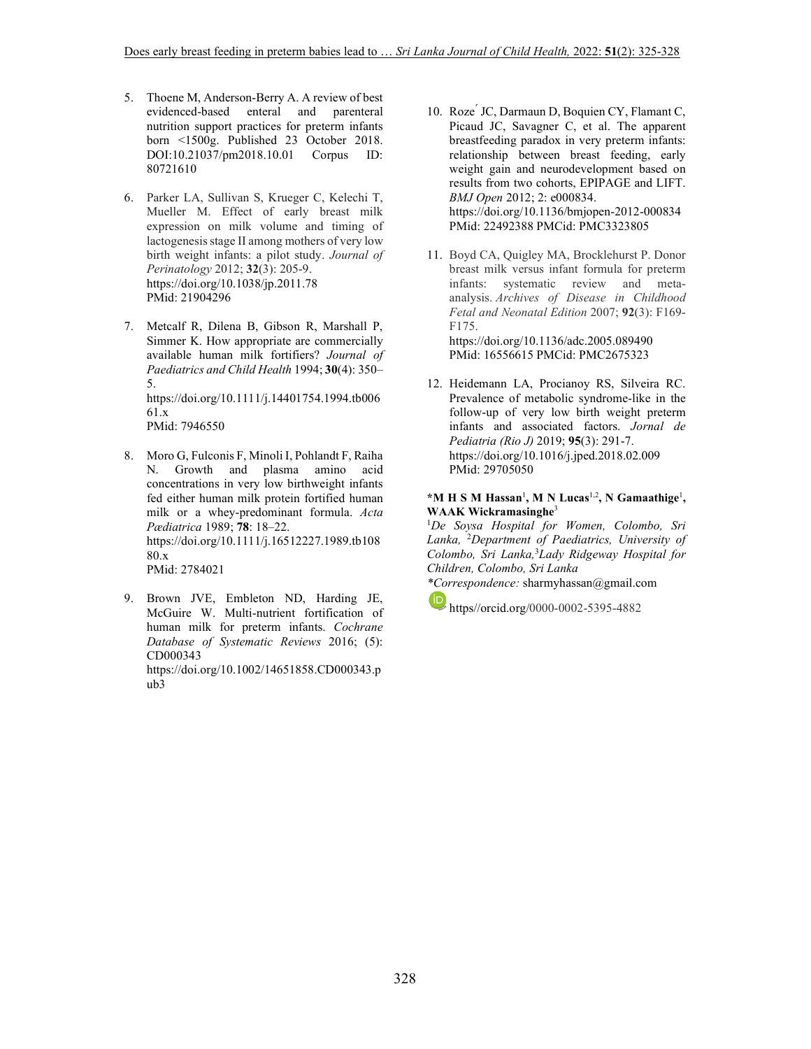5. Thoene M, Anderson-Berry A. A review of best evidenced-based enteral and parenteral nutrition support practices for preterm infants born <1500g. Published 23 October 2018. DOI:10.21037/pm2018.10.01 Corpus ID: 80721610

6. Parker LA, Sullivan S, Krueger C, Kelechi T, Mueller M. Effect of early breast milk expression on milk volume and timing of lactogenesis stage II among mothers of very low birth weight infants: a pilot study. *Journal of Perinatology* 2012; **32**(3): 205-9. https://doi.org/10.1038/jp.2011.78 PMid: 21904296

7. Metcalf R, Dilena B, Gibson R, Marshall P, Simmer K. How appropriate are commercially available human milk fortifiers? *Journal of Paediatrics and Child Health* 1994; **30**(4): 350–5. https://doi.org/10.1111/j.14401754.1994.tb00661.x PMid: 7946550

8. Moro G, Fulconis F, Minoli I, Pohlandt F, Raiha N. Growth and plasma amino acid concentrations in very low birthweight infants fed either human milk protein fortified human milk or a whey-predominant formula. *Acta Pædiatrica* 1989; **78**: 18–22. https://doi.org/10.1111/j.16512227.1989.tb10880.x PMid: 2784021

9. Brown JVE, Embleton ND, Harding JE, McGuire W. Multi-nutrient fortification of human milk for preterm infants. *Cochrane Database of Systematic Reviews* 2016; (5): CD000343 https://doi.org/10.1002/14651858.CD000343.pub3

10. Rozé JC, Darmaun D, Boquien CY, Flamant C, Picaud JC, Savagner C, et al. The apparent breastfeeding paradox in very preterm infants: relationship between breast feeding, early weight gain and neurodevelopment based on results from two cohorts, EPIPAGE and LIFT. *BMJ Open* 2012; 2: e000834. https://doi.org/10.1136/bmjopen-2012-000834 PMid: 22492388 PMCid: PMC3323805

11. Boyd CA, Quigley MA, Brocklehurst P. Donor breast milk versus infant formula for preterm infants: systematic review and meta-analysis. *Archives of Disease in Childhood Fetal and Neonatal Edition* 2007; **92**(3): F169-F175. https://doi.org/10.1136/adc.2005.089490 PMid: 16556615 PMCid: PMC2675323

12. Heidemann LA, Procianoy RS, Silveira RC. Prevalence of metabolic syndrome-like in the follow-up of very low birth weight preterm infants and associated factors. *Jornal de Pediatria (Rio J)* 2019; **95**(3): 291-7. https://doi.org/10.1016/j.jped.2018.02.009 PMid: 29705050

**\*M H S M Hassan[1], M N Lucas[1,2], N Gamaathige[1], WAAK Wickramasinghe[3]**

[1]*De Soysa Hospital for Women, Colombo, Sri Lanka,* [2]*Department of Paediatrics, University of Colombo, Sri Lanka,* [3]*Lady Ridgeway Hospital for Children, Colombo, Sri Lanka*

*\*Correspondence:* sharmyhassan@gmail.com

https//orcid.org/0000-0002-5395-4882